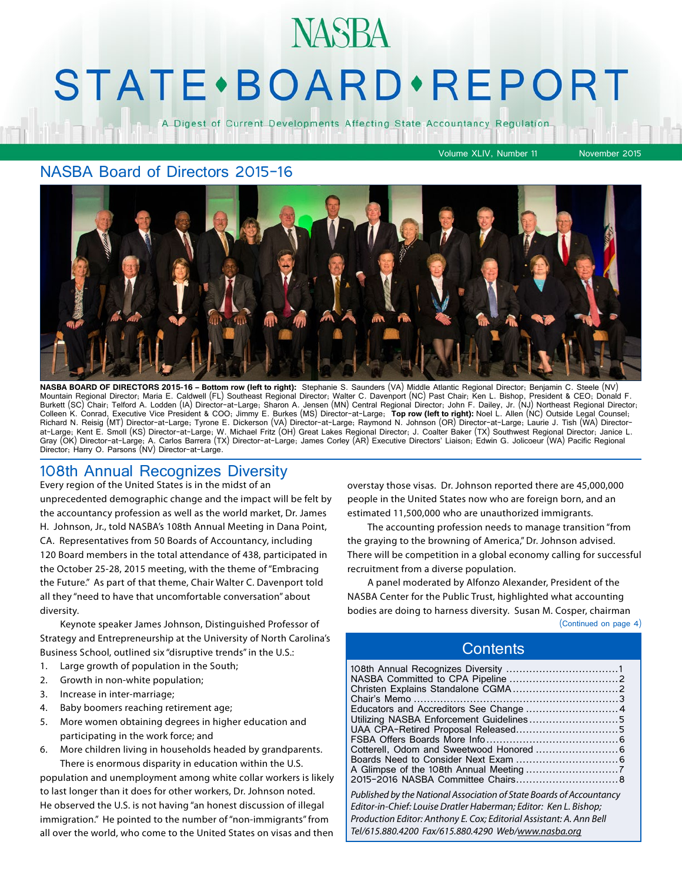# NASBA STATE • BOARD • REPORT

A Digest of Current Developments Affecting State Accountancy Regulation

Volume XLIV, Number 11 November 2015

## NASBA Board of Directors 2015-16

**NASBA BOARD OF DIRECTORS 2015-16 – Bottom row (left to right):** Stephanie S. Saunders (VA) Middle Atlantic Regional Director; Benjamin C. Steele (NV) Mountain Regional Director; Maria E. Caldwell (FL) Southeast Regional Director; Walter C. Davenport (NC) Past Chair; Ken L. Bishop, President & CEO; Donald F. Burkett (SC) Chair; Telford A. Lodden (IA) Director-at-Large; Sharon A. Jensen (MN) Central Regional Director; John F. Dailey, Jr. (NJ) Northeast Regional Director; Colleen K. Conrad, Executive Vice President & COO; Jimmy E. Burkes (MS) Director-at-Large; **Top row (left to right):** Noel L. Allen (NC) Outside Legal Counsel; Richard N. Reisig (MT) Director-at-Large; Tyrone E. Dickerson (VA) Director-at-Large; Raymond N. Johnson (OR) Director-at-Large; Laurie J. Tish (WA) Director-at-Large; Kent E. Smoll (KS) Director-at-Large; W. Michael Fritz (OH) Great Lakes Regional Director; J. Coalter Baker (TX) Southwest Regional Director; Janice L. Gray (OK) Director-at-Large; A. Carlos Barrera (TX) Director-at-Large; James Corley (AR) Executive Directors' Liaison; Edwin G. Jolicoeur (WA) Pacific Regional Director; Harry O. Parsons (NV) Director-at-Large.

## 108th Annual Recognizes Diversity

Every region of the United States is in the midst of an unprecedented demographic change and the impact will be felt by the accountancy profession as well as the world market, Dr. James H. Johnson, Jr., told NASBA's 108th Annual Meeting in Dana Point, CA. Representatives from 50 Boards of Accountancy, including 120 Board members in the total attendance of 438, participated in the October 25-28, 2015 meeting, with the theme of "Embracing the Future." As part of that theme, Chair Walter C. Davenport told all they "need to have that uncomfortable conversation" about diversity.

Keynote speaker James Johnson, Distinguished Professor of Strategy and Entrepreneurship at the University of North Carolina's Business School, outlined six "disruptive trends" in the U.S.:

1. Large growth of population in the South;
2. Growth in non-white population;
3. Increase in inter-marriage;
4. Baby boomers reaching retirement age;
5. More women obtaining degrees in higher education and participating in the work force; and
6. More children living in households headed by grandparents.

There is enormous disparity in education within the U.S. population and unemployment among white collar workers is likely to last longer than it does for other workers, Dr. Johnson noted. He observed the U.S. is not having "an honest discussion of illegal immigration." He pointed to the number of "non-immigrants" from all over the world, who come to the United States on visas and then overstay those visas. Dr. Johnson reported there are 45,000,000 people in the United States now who are foreign born, and an estimated 11,500,000 who are unauthorized immigrants.

The accounting profession needs to manage transition "from the graying to the browning of America," Dr. Johnson advised. There will be competition in a global economy calling for successful recruitment from a diverse population.

A panel moderated by Alfonzo Alexander, President of the NASBA Center for the Public Trust, highlighted what accounting bodies are doing to harness diversity. Susan M. Cosper, chairman

(Continued on page 4)

## Contents

108th Annual Recognizes Diversity ....................1
NASBA Committed to CPA Pipeline ....................2
Christen Explains Standalone CGMA ....................2
Chair's Memo ....................3
Educators and Accreditors See Change ....................4
Utilizing NASBA Enforcement Guidelines ....................5
UAA CPA-Retired Proposal Released ....................5
FSBA Offers Boards More Info ....................6
Cotterell, Odom and Sweetwood Honored ....................6
Boards Need to Consider Next Exam ....................6
A Glimpse of the 108th Annual Meeting ....................7
2015-2016 NASBA Committee Chairs ....................8

*Published by the National Association of State Boards of Accountancy Editor-in-Chief: Louise Dratler Haberman; Editor: Ken L. Bishop; Production Editor: Anthony E. Cox; Editorial Assistant: A. Ann Bell Tel/615.880.4200 Fax/615.880.4290 Web/www.nasba.org*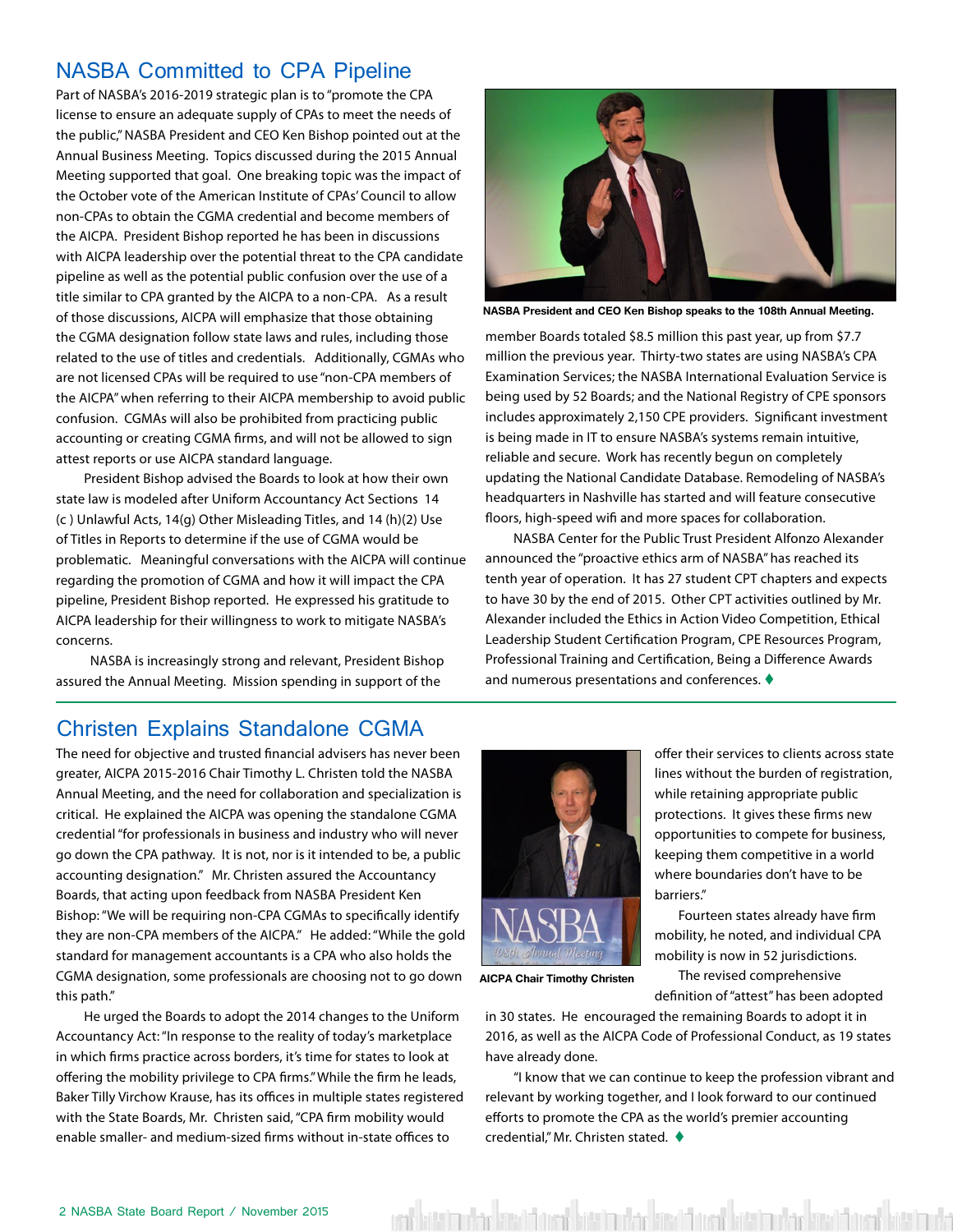## NASBA Committed to CPA Pipeline

Part of NASBA's 2016-2019 strategic plan is to "promote the CPA license to ensure an adequate supply of CPAs to meet the needs of the public," NASBA President and CEO Ken Bishop pointed out at the Annual Business Meeting. Topics discussed during the 2015 Annual Meeting supported that goal. One breaking topic was the impact of the October vote of the American Institute of CPAs' Council to allow non-CPAs to obtain the CGMA credential and become members of the AICPA. President Bishop reported he has been in discussions with AICPA leadership over the potential threat to the CPA candidate pipeline as well as the potential public confusion over the use of a title similar to CPA granted by the AICPA to a non-CPA. As a result of those discussions, AICPA will emphasize that those obtaining the CGMA designation follow state laws and rules, including those related to the use of titles and credentials. Additionally, CGMAs who are not licensed CPAs will be required to use "non-CPA members of the AICPA" when referring to their AICPA membership to avoid public confusion. CGMAs will also be prohibited from practicing public accounting or creating CGMA firms, and will not be allowed to sign attest reports or use AICPA standard language.

President Bishop advised the Boards to look at how their own state law is modeled after Uniform Accountancy Act Sections 14 (c ) Unlawful Acts, 14(g) Other Misleading Titles, and 14 (h)(2) Use of Titles in Reports to determine if the use of CGMA would be problematic. Meaningful conversations with the AICPA will continue regarding the promotion of CGMA and how it will impact the CPA pipeline, President Bishop reported. He expressed his gratitude to AICPA leadership for their willingness to work to mitigate NASBA's concerns.

NASBA is increasingly strong and relevant, President Bishop assured the Annual Meeting. Mission spending in support of the member Boards totaled $8.5 million this past year, up from $7.7 million the previous year. Thirty-two states are using NASBA's CPA Examination Services; the NASBA International Evaluation Service is being used by 52 Boards; and the National Registry of CPE sponsors includes approximately 2,150 CPE providers. Significant investment is being made in IT to ensure NASBA's systems remain intuitive, reliable and secure. Work has recently begun on completely updating the National Candidate Database. Remodeling of NASBA's headquarters in Nashville has started and will feature consecutive floors, high-speed wifi and more spaces for collaboration.

NASBA President and CEO Ken Bishop speaks to the 108th Annual Meeting.

NASBA Center for the Public Trust President Alfonzo Alexander announced the "proactive ethics arm of NASBA" has reached its tenth year of operation. It has 27 student CPT chapters and expects to have 30 by the end of 2015. Other CPT activities outlined by Mr. Alexander included the Ethics in Action Video Competition, Ethical Leadership Student Certification Program, CPE Resources Program, Professional Training and Certification, Being a Difference Awards and numerous presentations and conferences. ♦

## Christen Explains Standalone CGMA

The need for objective and trusted financial advisers has never been greater, AICPA 2015-2016 Chair Timothy L. Christen told the NASBA Annual Meeting, and the need for collaboration and specialization is critical. He explained the AICPA was opening the standalone CGMA credential "for professionals in business and industry who will never go down the CPA pathway. It is not, nor is it intended to be, a public accounting designation." Mr. Christen assured the Accountancy Boards, that acting upon feedback from NASBA President Ken Bishop: "We will be requiring non-CPA CGMAs to specifically identify they are non-CPA members of the AICPA." He added: "While the gold standard for management accountants is a CPA who also holds the CGMA designation, some professionals are choosing not to go down this path."

He urged the Boards to adopt the 2014 changes to the Uniform Accountancy Act: "In response to the reality of today's marketplace in which firms practice across borders, it's time for states to look at offering the mobility privilege to CPA firms." While the firm he leads, Baker Tilly Virchow Krause, has its offices in multiple states registered with the State Boards, Mr. Christen said, "CPA firm mobility would enable smaller- and medium-sized firms without in-state offices to offer their services to clients across state lines without the burden of registration, while retaining appropriate public protections. It gives these firms new opportunities to compete for business, keeping them competitive in a world where boundaries don't have to be barriers."

AICPA Chair Timothy Christen

Fourteen states already have firm mobility, he noted, and individual CPA mobility is now in 52 jurisdictions.

The revised comprehensive definition of "attest" has been adopted in 30 states. He encouraged the remaining Boards to adopt it in 2016, as well as the AICPA Code of Professional Conduct, as 19 states have already done.

"I know that we can continue to keep the profession vibrant and relevant by working together, and I look forward to our continued efforts to promote the CPA as the world's premier accounting credential," Mr. Christen stated. ♦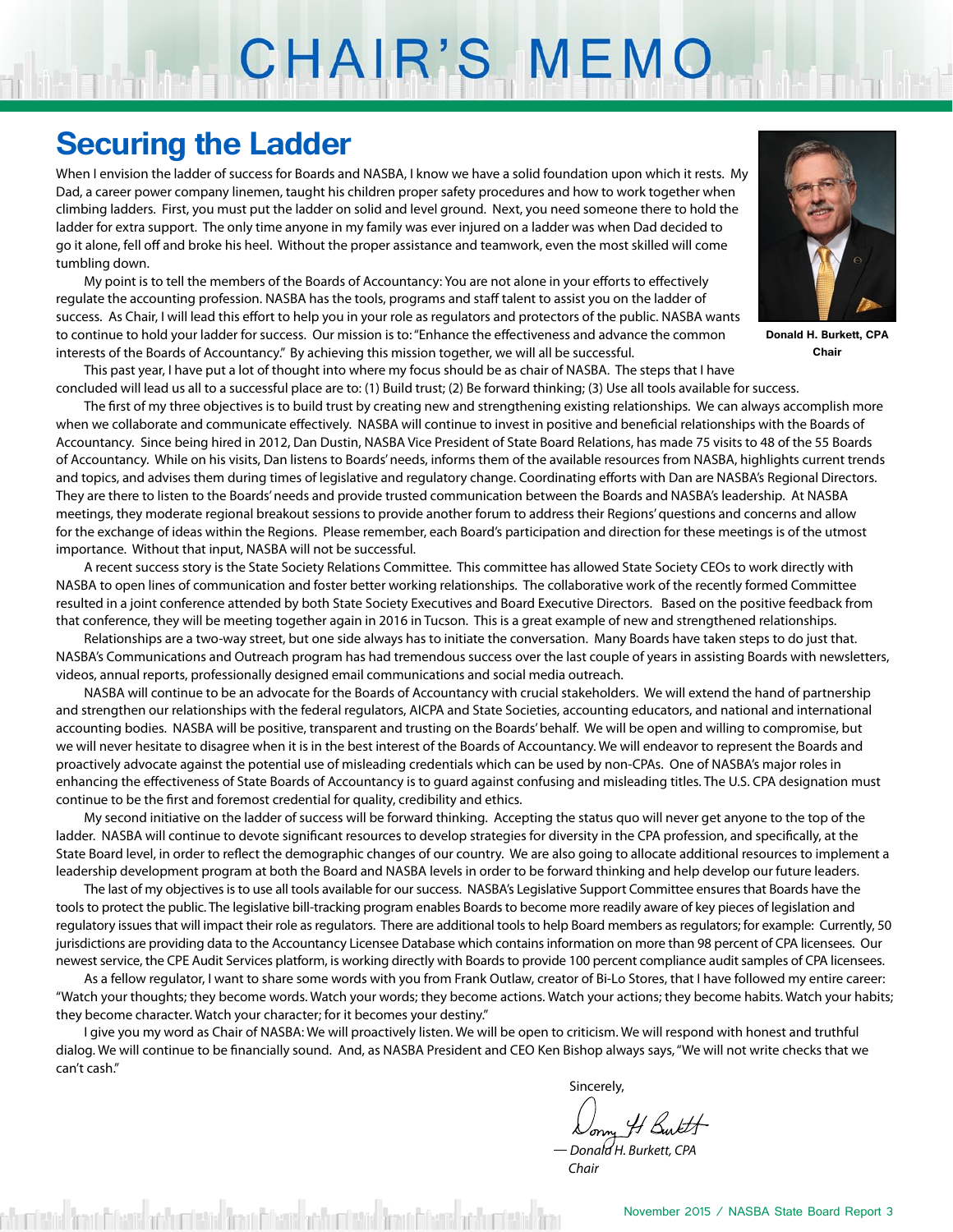# CHAIR'S MEMO

## Securing the Ladder

When I envision the ladder of success for Boards and NASBA, I know we have a solid foundation upon which it rests. My Dad, a career power company linemen, taught his children proper safety procedures and how to work together when climbing ladders. First, you must put the ladder on solid and level ground. Next, you need someone there to hold the ladder for extra support. The only time anyone in my family was ever injured on a ladder was when Dad decided to go it alone, fell off and broke his heel. Without the proper assistance and teamwork, even the most skilled will come tumbling down.

**Donald H. Burkett, CPA**
**Chair**

My point is to tell the members of the Boards of Accountancy: You are not alone in your efforts to effectively regulate the accounting profession. NASBA has the tools, programs and staff talent to assist you on the ladder of success. As Chair, I will lead this effort to help you in your role as regulators and protectors of the public. NASBA wants to continue to hold your ladder for success. Our mission is to: "Enhance the effectiveness and advance the common interests of the Boards of Accountancy." By achieving this mission together, we will all be successful.

This past year, I have put a lot of thought into where my focus should be as chair of NASBA. The steps that I have concluded will lead us all to a successful place are to: (1) Build trust; (2) Be forward thinking; (3) Use all tools available for success.

The first of my three objectives is to build trust by creating new and strengthening existing relationships. We can always accomplish more when we collaborate and communicate effectively. NASBA will continue to invest in positive and beneficial relationships with the Boards of Accountancy. Since being hired in 2012, Dan Dustin, NASBA Vice President of State Board Relations, has made 75 visits to 48 of the 55 Boards of Accountancy. While on his visits, Dan listens to Boards' needs, informs them of the available resources from NASBA, highlights current trends and topics, and advises them during times of legislative and regulatory change. Coordinating efforts with Dan are NASBA's Regional Directors. They are there to listen to the Boards' needs and provide trusted communication between the Boards and NASBA's leadership. At NASBA meetings, they moderate regional breakout sessions to provide another forum to address their Regions' questions and concerns and allow for the exchange of ideas within the Regions. Please remember, each Board's participation and direction for these meetings is of the utmost importance. Without that input, NASBA will not be successful.

A recent success story is the State Society Relations Committee. This committee has allowed State Society CEOs to work directly with NASBA to open lines of communication and foster better working relationships. The collaborative work of the recently formed Committee resulted in a joint conference attended by both State Society Executives and Board Executive Directors. Based on the positive feedback from that conference, they will be meeting together again in 2016 in Tucson. This is a great example of new and strengthened relationships.

Relationships are a two-way street, but one side always has to initiate the conversation. Many Boards have taken steps to do just that. NASBA's Communications and Outreach program has had tremendous success over the last couple of years in assisting Boards with newsletters, videos, annual reports, professionally designed email communications and social media outreach.

NASBA will continue to be an advocate for the Boards of Accountancy with crucial stakeholders. We will extend the hand of partnership and strengthen our relationships with the federal regulators, AICPA and State Societies, accounting educators, and national and international accounting bodies. NASBA will be positive, transparent and trusting on the Boards' behalf. We will be open and willing to compromise, but we will never hesitate to disagree when it is in the best interest of the Boards of Accountancy. We will endeavor to represent the Boards and proactively advocate against the potential use of misleading credentials which can be used by non-CPAs. One of NASBA's major roles in enhancing the effectiveness of State Boards of Accountancy is to guard against confusing and misleading titles. The U.S. CPA designation must continue to be the first and foremost credential for quality, credibility and ethics.

My second initiative on the ladder of success will be forward thinking. Accepting the status quo will never get anyone to the top of the ladder. NASBA will continue to devote significant resources to develop strategies for diversity in the CPA profession, and specifically, at the State Board level, in order to reflect the demographic changes of our country. We are also going to allocate additional resources to implement a leadership development program at both the Board and NASBA levels in order to be forward thinking and help develop our future leaders.

The last of my objectives is to use all tools available for our success. NASBA's Legislative Support Committee ensures that Boards have the tools to protect the public. The legislative bill-tracking program enables Boards to become more readily aware of key pieces of legislation and regulatory issues that will impact their role as regulators. There are additional tools to help Board members as regulators; for example: Currently, 50 jurisdictions are providing data to the Accountancy Licensee Database which contains information on more than 98 percent of CPA licensees. Our newest service, the CPE Audit Services platform, is working directly with Boards to provide 100 percent compliance audit samples of CPA licensees.

As a fellow regulator, I want to share some words with you from Frank Outlaw, creator of Bi-Lo Stores, that I have followed my entire career: "Watch your thoughts; they become words. Watch your words; they become actions. Watch your actions; they become habits. Watch your habits; they become character. Watch your character; for it becomes your destiny."

I give you my word as Chair of NASBA: We will proactively listen. We will be open to criticism. We will respond with honest and truthful dialog. We will continue to be financially sound. And, as NASBA President and CEO Ken Bishop always says, "We will not write checks that we can't cash."

Sincerely,

*— Donald H. Burkett, CPA*
*Chair*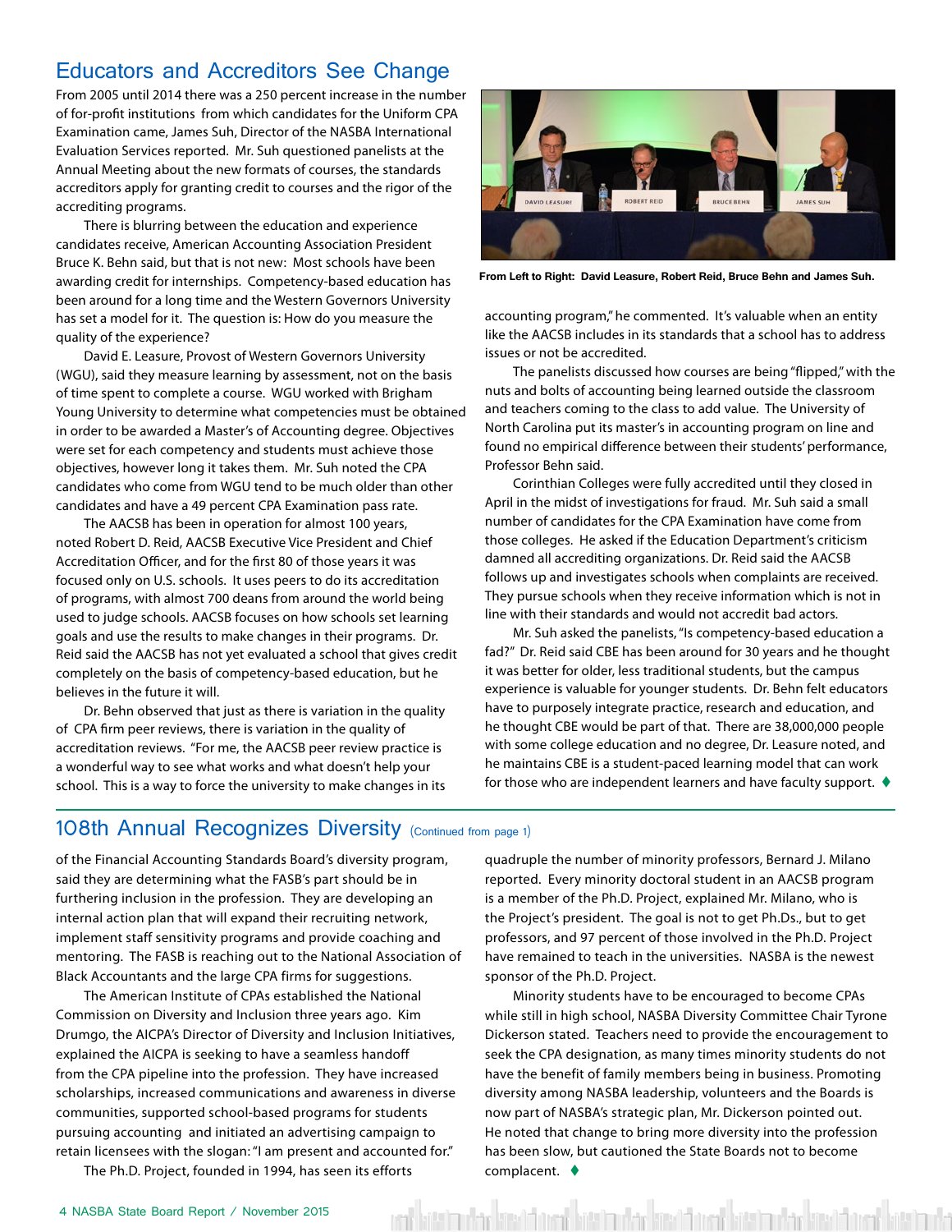## Educators and Accreditors See Change

From 2005 until 2014 there was a 250 percent increase in the number of for-profit institutions from which candidates for the Uniform CPA Examination came, James Suh, Director of the NASBA International Evaluation Services reported. Mr. Suh questioned panelists at the Annual Meeting about the new formats of courses, the standards accreditors apply for granting credit to courses and the rigor of the accrediting programs.

There is blurring between the education and experience candidates receive, American Accounting Association President Bruce K. Behn said, but that is not new: Most schools have been awarding credit for internships. Competency-based education has been around for a long time and the Western Governors University has set a model for it. The question is: How do you measure the quality of the experience?

David E. Leasure, Provost of Western Governors University (WGU), said they measure learning by assessment, not on the basis of time spent to complete a course. WGU worked with Brigham Young University to determine what competencies must be obtained in order to be awarded a Master's of Accounting degree. Objectives were set for each competency and students must achieve those objectives, however long it takes them. Mr. Suh noted the CPA candidates who come from WGU tend to be much older than other candidates and have a 49 percent CPA Examination pass rate.

The AACSB has been in operation for almost 100 years, noted Robert D. Reid, AACSB Executive Vice President and Chief Accreditation Officer, and for the first 80 of those years it was focused only on U.S. schools. It uses peers to do its accreditation of programs, with almost 700 deans from around the world being used to judge schools. AACSB focuses on how schools set learning goals and use the results to make changes in their programs. Dr. Reid said the AACSB has not yet evaluated a school that gives credit completely on the basis of competency-based education, but he believes in the future it will.

Dr. Behn observed that just as there is variation in the quality of CPA firm peer reviews, there is variation in the quality of accreditation reviews. "For me, the AACSB peer review practice is a wonderful way to see what works and what doesn't help your school. This is a way to force the university to make changes in its accounting program," he commented. It's valuable when an entity like the AACSB includes in its standards that a school has to address issues or not be accredited.

From Left to Right: David Leasure, Robert Reid, Bruce Behn and James Suh.

The panelists discussed how courses are being "flipped," with the nuts and bolts of accounting being learned outside the classroom and teachers coming to the class to add value. The University of North Carolina put its master's in accounting program on line and found no empirical difference between their students' performance, Professor Behn said.

Corinthian Colleges were fully accredited until they closed in April in the midst of investigations for fraud. Mr. Suh said a small number of candidates for the CPA Examination have come from those colleges. He asked if the Education Department's criticism damned all accrediting organizations. Dr. Reid said the AACSB follows up and investigates schools when complaints are received. They pursue schools when they receive information which is not in line with their standards and would not accredit bad actors.

Mr. Suh asked the panelists, "Is competency-based education a fad?" Dr. Reid said CBE has been around for 30 years and he thought it was better for older, less traditional students, but the campus experience is valuable for younger students. Dr. Behn felt educators have to purposely integrate practice, research and education, and he thought CBE would be part of that. There are 38,000,000 people with some college education and no degree, Dr. Leasure noted, and he maintains CBE is a student-paced learning model that can work for those who are independent learners and have faculty support. ♦

## 108th Annual Recognizes Diversity (Continued from page 1)

of the Financial Accounting Standards Board's diversity program, said they are determining what the FASB's part should be in furthering inclusion in the profession. They are developing an internal action plan that will expand their recruiting network, implement staff sensitivity programs and provide coaching and mentoring. The FASB is reaching out to the National Association of Black Accountants and the large CPA firms for suggestions.

The American Institute of CPAs established the National Commission on Diversity and Inclusion three years ago. Kim Drumgo, the AICPA's Director of Diversity and Inclusion Initiatives, explained the AICPA is seeking to have a seamless handoff from the CPA pipeline into the profession. They have increased scholarships, increased communications and awareness in diverse communities, supported school-based programs for students pursuing accounting and initiated an advertising campaign to retain licensees with the slogan: "I am present and accounted for."

The Ph.D. Project, founded in 1994, has seen its efforts quadruple the number of minority professors, Bernard J. Milano reported. Every minority doctoral student in an AACSB program is a member of the Ph.D. Project, explained Mr. Milano, who is the Project's president. The goal is not to get Ph.Ds., but to get professors, and 97 percent of those involved in the Ph.D. Project have remained to teach in the universities. NASBA is the newest sponsor of the Ph.D. Project.

Minority students have to be encouraged to become CPAs while still in high school, NASBA Diversity Committee Chair Tyrone Dickerson stated. Teachers need to provide the encouragement to seek the CPA designation, as many times minority students do not have the benefit of family members being in business. Promoting diversity among NASBA leadership, volunteers and the Boards is now part of NASBA's strategic plan, Mr. Dickerson pointed out. He noted that change to bring more diversity into the profession has been slow, but cautioned the State Boards not to become complacent. ♦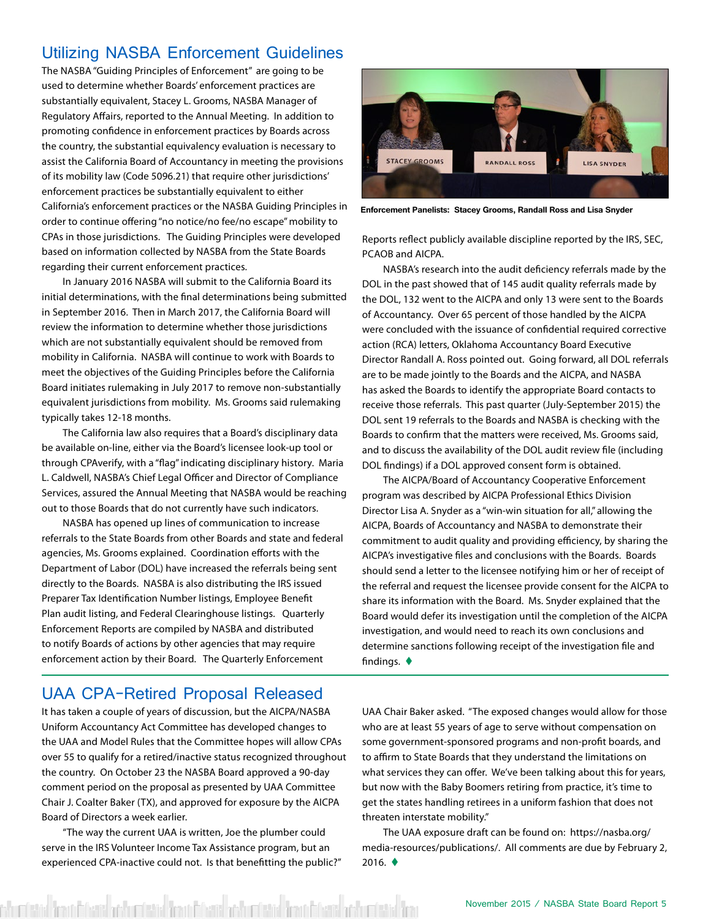## Utilizing NASBA Enforcement Guidelines

The NASBA "Guiding Principles of Enforcement" are going to be used to determine whether Boards' enforcement practices are substantially equivalent, Stacey L. Grooms, NASBA Manager of Regulatory Affairs, reported to the Annual Meeting. In addition to promoting confidence in enforcement practices by Boards across the country, the substantial equivalency evaluation is necessary to assist the California Board of Accountancy in meeting the provisions of its mobility law (Code 5096.21) that require other jurisdictions' enforcement practices be substantially equivalent to either California's enforcement practices or the NASBA Guiding Principles in order to continue offering "no notice/no fee/no escape" mobility to CPAs in those jurisdictions. The Guiding Principles were developed based on information collected by NASBA from the State Boards regarding their current enforcement practices.

In January 2016 NASBA will submit to the California Board its initial determinations, with the final determinations being submitted in September 2016. Then in March 2017, the California Board will review the information to determine whether those jurisdictions which are not substantially equivalent should be removed from mobility in California. NASBA will continue to work with Boards to meet the objectives of the Guiding Principles before the California Board initiates rulemaking in July 2017 to remove non-substantially equivalent jurisdictions from mobility. Ms. Grooms said rulemaking typically takes 12-18 months.

The California law also requires that a Board's disciplinary data be available on-line, either via the Board's licensee look-up tool or through CPAverify, with a "flag" indicating disciplinary history. Maria L. Caldwell, NASBA's Chief Legal Officer and Director of Compliance Services, assured the Annual Meeting that NASBA would be reaching out to those Boards that do not currently have such indicators.

NASBA has opened up lines of communication to increase referrals to the State Boards from other Boards and state and federal agencies, Ms. Grooms explained. Coordination efforts with the Department of Labor (DOL) have increased the referrals being sent directly to the Boards. NASBA is also distributing the IRS issued Preparer Tax Identification Number listings, Employee Benefit Plan audit listing, and Federal Clearinghouse listings. Quarterly Enforcement Reports are compiled by NASBA and distributed to notify Boards of actions by other agencies that may require enforcement action by their Board. The Quarterly Enforcement Reports reflect publicly available discipline reported by the IRS, SEC, PCAOB and AICPA.

**Enforcement Panelists: Stacey Grooms, Randall Ross and Lisa Snyder**

NASBA's research into the audit deficiency referrals made by the DOL in the past showed that of 145 audit quality referrals made by the DOL, 132 went to the AICPA and only 13 were sent to the Boards of Accountancy. Over 65 percent of those handled by the AICPA were concluded with the issuance of confidential required corrective action (RCA) letters, Oklahoma Accountancy Board Executive Director Randall A. Ross pointed out. Going forward, all DOL referrals are to be made jointly to the Boards and the AICPA, and NASBA has asked the Boards to identify the appropriate Board contacts to receive those referrals. This past quarter (July-September 2015) the DOL sent 19 referrals to the Boards and NASBA is checking with the Boards to confirm that the matters were received, Ms. Grooms said, and to discuss the availability of the DOL audit review file (including DOL findings) if a DOL approved consent form is obtained.

The AICPA/Board of Accountancy Cooperative Enforcement program was described by AICPA Professional Ethics Division Director Lisa A. Snyder as a "win-win situation for all," allowing the AICPA, Boards of Accountancy and NASBA to demonstrate their commitment to audit quality and providing efficiency, by sharing the AICPA's investigative files and conclusions with the Boards. Boards should send a letter to the licensee notifying him or her of receipt of the referral and request the licensee provide consent for the AICPA to share its information with the Board. Ms. Snyder explained that the Board would defer its investigation until the completion of the AICPA investigation, and would need to reach its own conclusions and determine sanctions following receipt of the investigation file and findings. ♦

## UAA CPA-Retired Proposal Released

It has taken a couple of years of discussion, but the AICPA/NASBA Uniform Accountancy Act Committee has developed changes to the UAA and Model Rules that the Committee hopes will allow CPAs over 55 to qualify for a retired/inactive status recognized throughout the country. On October 23 the NASBA Board approved a 90-day comment period on the proposal as presented by UAA Committee Chair J. Coalter Baker (TX), and approved for exposure by the AICPA Board of Directors a week earlier.

"The way the current UAA is written, Joe the plumber could serve in the IRS Volunteer Income Tax Assistance program, but an experienced CPA-inactive could not. Is that benefitting the public?" UAA Chair Baker asked. "The exposed changes would allow for those who are at least 55 years of age to serve without compensation on some government-sponsored programs and non-profit boards, and to affirm to State Boards that they understand the limitations on what services they can offer. We've been talking about this for years, but now with the Baby Boomers retiring from practice, it's time to get the states handling retirees in a uniform fashion that does not threaten interstate mobility."

The UAA exposure draft can be found on: https://nasba.org/media-resources/publications/. All comments are due by February 2, 2016. ♦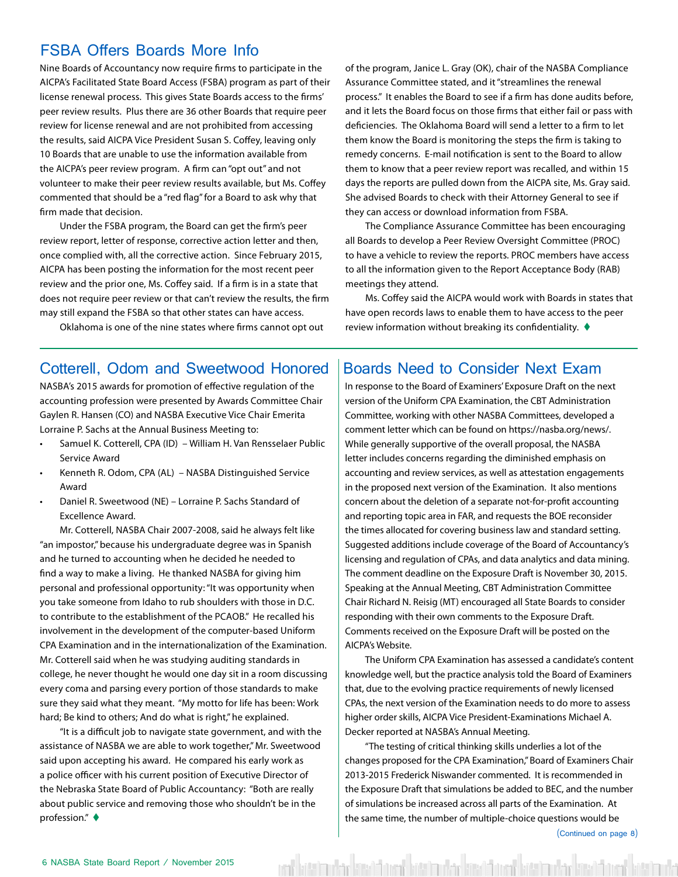## FSBA Offers Boards More Info

Nine Boards of Accountancy now require firms to participate in the AICPA's Facilitated State Board Access (FSBA) program as part of their license renewal process. This gives State Boards access to the firms' peer review results. Plus there are 36 other Boards that require peer review for license renewal and are not prohibited from accessing the results, said AICPA Vice President Susan S. Coffey, leaving only 10 Boards that are unable to use the information available from the AICPA's peer review program. A firm can "opt out" and not volunteer to make their peer review results available, but Ms. Coffey commented that should be a "red flag" for a Board to ask why that firm made that decision.

Under the FSBA program, the Board can get the firm's peer review report, letter of response, corrective action letter and then, once complied with, all the corrective action. Since February 2015, AICPA has been posting the information for the most recent peer review and the prior one, Ms. Coffey said. If a firm is in a state that does not require peer review or that can't review the results, the firm may still expand the FSBA so that other states can have access.

Oklahoma is one of the nine states where firms cannot opt out of the program, Janice L. Gray (OK), chair of the NASBA Compliance Assurance Committee stated, and it "streamlines the renewal process." It enables the Board to see if a firm has done audits before, and it lets the Board focus on those firms that either fail or pass with deficiencies. The Oklahoma Board will send a letter to a firm to let them know the Board is monitoring the steps the firm is taking to remedy concerns. E-mail notification is sent to the Board to allow them to know that a peer review report was recalled, and within 15 days the reports are pulled down from the AICPA site, Ms. Gray said. She advised Boards to check with their Attorney General to see if they can access or download information from FSBA.

The Compliance Assurance Committee has been encouraging all Boards to develop a Peer Review Oversight Committee (PROC) to have a vehicle to review the reports. PROC members have access to all the information given to the Report Acceptance Body (RAB) meetings they attend.

Ms. Coffey said the AICPA would work with Boards in states that have open records laws to enable them to have access to the peer review information without breaking its confidentiality. ♦

## Cotterell, Odom and Sweetwood Honored

NASBA's 2015 awards for promotion of effective regulation of the accounting profession were presented by Awards Committee Chair Gaylen R. Hansen (CO) and NASBA Executive Vice Chair Emerita Lorraine P. Sachs at the Annual Business Meeting to:

- Samuel K. Cotterell, CPA (ID) – William H. Van Rensselaer Public Service Award
- Kenneth R. Odom, CPA (AL) – NASBA Distinguished Service Award
- Daniel R. Sweetwood (NE) – Lorraine P. Sachs Standard of Excellence Award.

Mr. Cotterell, NASBA Chair 2007-2008, said he always felt like "an impostor," because his undergraduate degree was in Spanish and he turned to accounting when he decided he needed to find a way to make a living. He thanked NASBA for giving him personal and professional opportunity: "It was opportunity when you take someone from Idaho to rub shoulders with those in D.C. to contribute to the establishment of the PCAOB." He recalled his involvement in the development of the computer-based Uniform CPA Examination and in the internationalization of the Examination. Mr. Cotterell said when he was studying auditing standards in college, he never thought he would one day sit in a room discussing every coma and parsing every portion of those standards to make sure they said what they meant. "My motto for life has been: Work hard; Be kind to others; And do what is right," he explained.

"It is a difficult job to navigate state government, and with the assistance of NASBA we are able to work together," Mr. Sweetwood said upon accepting his award. He compared his early work as a police officer with his current position of Executive Director of the Nebraska State Board of Public Accountancy: "Both are really about public service and removing those who shouldn't be in the profession." ♦

## Boards Need to Consider Next Exam

In response to the Board of Examiners' Exposure Draft on the next version of the Uniform CPA Examination, the CBT Administration Committee, working with other NASBA Committees, developed a comment letter which can be found on https://nasba.org/news/. While generally supportive of the overall proposal, the NASBA letter includes concerns regarding the diminished emphasis on accounting and review services, as well as attestation engagements in the proposed next version of the Examination. It also mentions concern about the deletion of a separate not-for-profit accounting and reporting topic area in FAR, and requests the BOE reconsider the times allocated for covering business law and standard setting. Suggested additions include coverage of the Board of Accountancy's licensing and regulation of CPAs, and data analytics and data mining. The comment deadline on the Exposure Draft is November 30, 2015. Speaking at the Annual Meeting, CBT Administration Committee Chair Richard N. Reisig (MT) encouraged all State Boards to consider responding with their own comments to the Exposure Draft. Comments received on the Exposure Draft will be posted on the AICPA's Website.

The Uniform CPA Examination has assessed a candidate's content knowledge well, but the practice analysis told the Board of Examiners that, due to the evolving practice requirements of newly licensed CPAs, the next version of the Examination needs to do more to assess higher order skills, AICPA Vice President-Examinations Michael A. Decker reported at NASBA's Annual Meeting.

"The testing of critical thinking skills underlies a lot of the changes proposed for the CPA Examination," Board of Examiners Chair 2013-2015 Frederick Niswander commented. It is recommended in the Exposure Draft that simulations be added to BEC, and the number of simulations be increased across all parts of the Examination. At the same time, the number of multiple-choice questions would be

(Continued on page 8)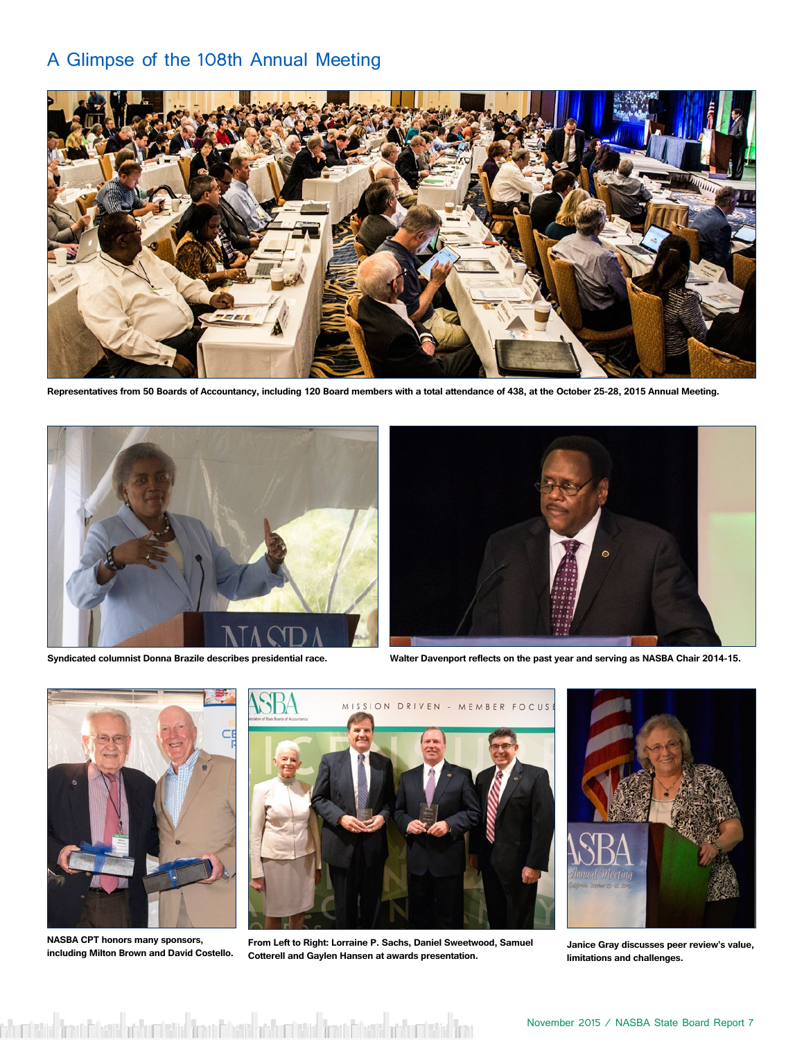# A Glimpse of the 108th Annual Meeting

**Representatives from 50 Boards of Accountancy, including 120 Board members with a total attendance of 438, at the October 25-28, 2015 Annual Meeting.**

**Syndicated columnist Donna Brazile describes presidential race.**

**Walter Davenport reflects on the past year and serving as NASBA Chair 2014-15.**

**NASBA CPT honors many sponsors, including Milton Brown and David Costello.**

**From Left to Right: Lorraine P. Sachs, Daniel Sweetwood, Samuel Cotterell and Gaylen Hansen at awards presentation.**

**Janice Gray discusses peer review's value, limitations and challenges.**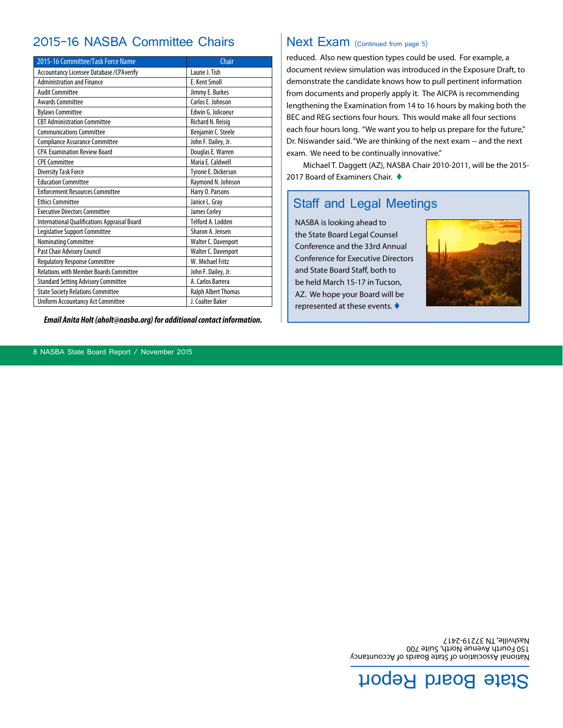## 2015-16 NASBA Committee Chairs

| 2015-16 Committee/Task Force Name | Chair |
|---|---|
| Accountancy Licensee Database /CPAverify | Laurie J. Tish |
| Administration and Finance | E. Kent Smoll |
| Audit Committee | Jimmy E. Burkes |
| Awards Committee | Carlos E. Johnson |
| Bylaws Committee | Edwin G. Jolicoeur |
| CBT Administration Committee | Richard N. Reisig |
| Communications Committee | Benjamin C. Steele |
| Compliance Assurance Committee | John F. Dailey, Jr. |
| CPA Examination Review Board | Douglas E. Warren |
| CPE Committee | Maria E. Caldwell |
| Diversity Task Force | Tyrone E. Dickerson |
| Education Committee | Raymond N. Johnson |
| Enforcement Resources Committee | Harry O. Parsons |
| Ethics Committee | Janice L. Gray |
| Executive Directors Committee | James Corley |
| International Qualifications Appraisal Board | Telford A. Lodden |
| Legislative Support Committee | Sharon A. Jensen |
| Nominating Committee | Walter C. Davenport |
| Past Chair Advisory Council | Walter C. Davenport |
| Regulatory Response Committee | W. Michael Fritz |
| Relations with Member Boards Committee | John F. Dailey, Jr. |
| Standard Setting Advisory Committee | A. Carlos Barrera |
| State Society Relations Committee | Ralph Albert Thomas |
| Uniform Accountancy Act Committee | J. Coalter Baker |

***Email Anita Holt (aholt@nasba.org) for additional contact information.***

## Next Exam (Continued from page 5)

reduced. Also new question types could be used. For example, a document review simulation was introduced in the Exposure Draft, to demonstrate the candidate knows how to pull pertinent information from documents and properly apply it. The AICPA is recommending lengthening the Examination from 14 to 16 hours by making both the BEC and REG sections four hours. This would make all four sections each four hours long. "We want you to help us prepare for the future," Dr. Niswander said. "We are thinking of the next exam -- and the next exam. We need to be continually innovative."

Michael T. Daggett (AZ), NASBA Chair 2010-2011, will be the 2015-2017 Board of Examiners Chair. ♦

## Staff and Legal Meetings

NASBA is looking ahead to the State Board Legal Counsel Conference and the 33rd Annual Conference for Executive Directors and State Board Staff, both to be held March 15-17 in Tucson, AZ. We hope your Board will be represented at these events. ♦

State Board Report

National Association of State Boards of Accountancy
150 Fourth Avenue North, Suite 700
Nashville, TN 37219-2417